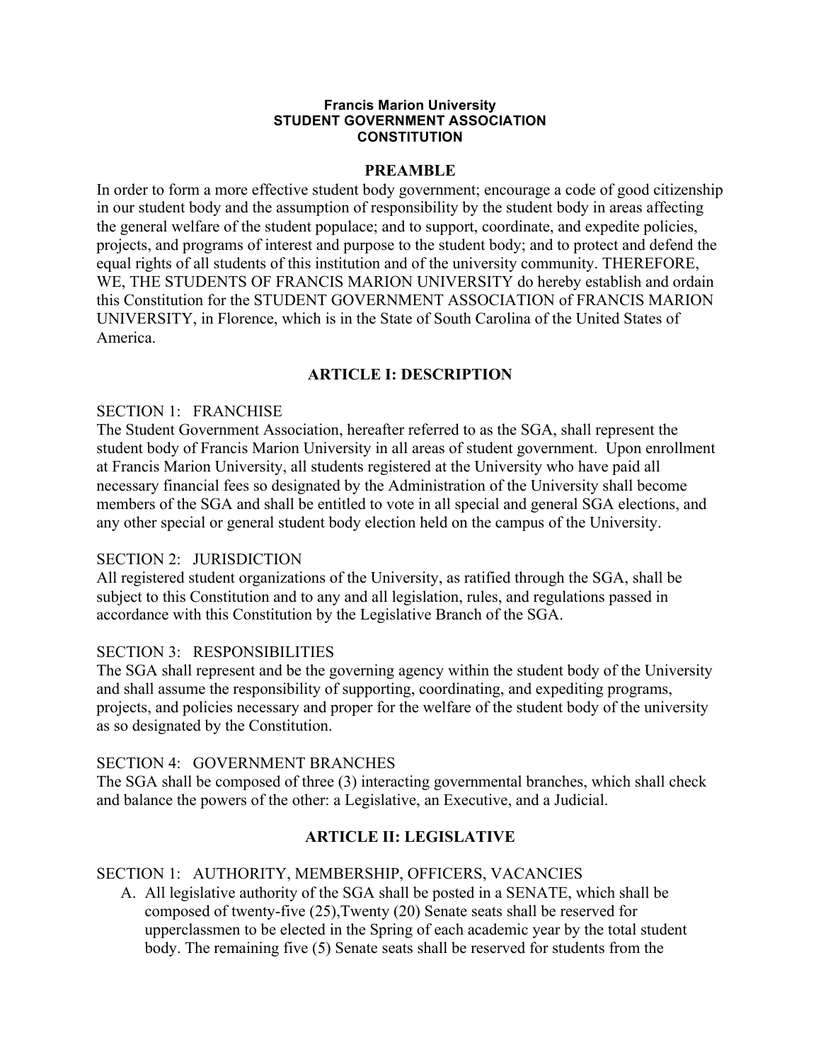**Francis Marion University**
**STUDENT GOVERNMENT ASSOCIATION**
**CONSTITUTION**

## PREAMBLE

In order to form a more effective student body government; encourage a code of good citizenship in our student body and the assumption of responsibility by the student body in areas affecting the general welfare of the student populace; and to support, coordinate, and expedite policies, projects, and programs of interest and purpose to the student body; and to protect and defend the equal rights of all students of this institution and of the university community. THEREFORE, WE, THE STUDENTS OF FRANCIS MARION UNIVERSITY do hereby establish and ordain this Constitution for the STUDENT GOVERNMENT ASSOCIATION of FRANCIS MARION UNIVERSITY, in Florence, which is in the State of South Carolina of the United States of America.

## ARTICLE I: DESCRIPTION

SECTION 1: FRANCHISE

The Student Government Association, hereafter referred to as the SGA, shall represent the student body of Francis Marion University in all areas of student government. Upon enrollment at Francis Marion University, all students registered at the University who have paid all necessary financial fees so designated by the Administration of the University shall become members of the SGA and shall be entitled to vote in all special and general SGA elections, and any other special or general student body election held on the campus of the University.

SECTION 2: JURISDICTION

All registered student organizations of the University, as ratified through the SGA, shall be subject to this Constitution and to any and all legislation, rules, and regulations passed in accordance with this Constitution by the Legislative Branch of the SGA.

SECTION 3: RESPONSIBILITIES

The SGA shall represent and be the governing agency within the student body of the University and shall assume the responsibility of supporting, coordinating, and expediting programs, projects, and policies necessary and proper for the welfare of the student body of the university as so designated by the Constitution.

SECTION 4: GOVERNMENT BRANCHES

The SGA shall be composed of three (3) interacting governmental branches, which shall check and balance the powers of the other: a Legislative, an Executive, and a Judicial.

## ARTICLE II: LEGISLATIVE

SECTION 1: AUTHORITY, MEMBERSHIP, OFFICERS, VACANCIES

A. All legislative authority of the SGA shall be posted in a SENATE, which shall be composed of twenty-five (25),Twenty (20) Senate seats shall be reserved for upperclassmen to be elected in the Spring of each academic year by the total student body. The remaining five (5) Senate seats shall be reserved for students from the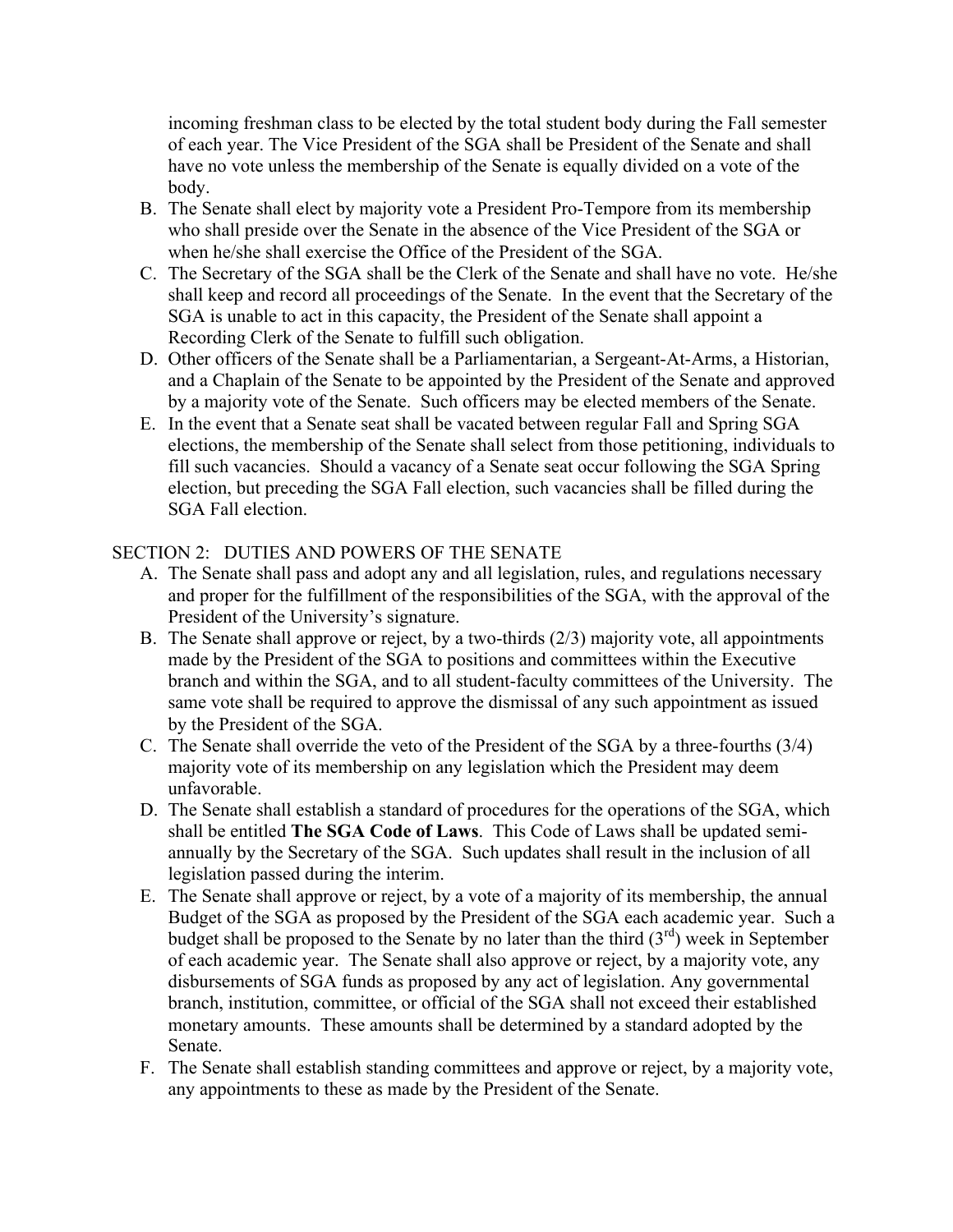incoming freshman class to be elected by the total student body during the Fall semester of each year. The Vice President of the SGA shall be President of the Senate and shall have no vote unless the membership of the Senate is equally divided on a vote of the body.

B. The Senate shall elect by majority vote a President Pro-Tempore from its membership who shall preside over the Senate in the absence of the Vice President of the SGA or when he/she shall exercise the Office of the President of the SGA.
C. The Secretary of the SGA shall be the Clerk of the Senate and shall have no vote. He/she shall keep and record all proceedings of the Senate. In the event that the Secretary of the SGA is unable to act in this capacity, the President of the Senate shall appoint a Recording Clerk of the Senate to fulfill such obligation.
D. Other officers of the Senate shall be a Parliamentarian, a Sergeant-At-Arms, a Historian, and a Chaplain of the Senate to be appointed by the President of the Senate and approved by a majority vote of the Senate. Such officers may be elected members of the Senate.
E. In the event that a Senate seat shall be vacated between regular Fall and Spring SGA elections, the membership of the Senate shall select from those petitioning, individuals to fill such vacancies. Should a vacancy of a Senate seat occur following the SGA Spring election, but preceding the SGA Fall election, such vacancies shall be filled during the SGA Fall election.

SECTION 2: DUTIES AND POWERS OF THE SENATE

A. The Senate shall pass and adopt any and all legislation, rules, and regulations necessary and proper for the fulfillment of the responsibilities of the SGA, with the approval of the President of the University's signature.
B. The Senate shall approve or reject, by a two-thirds (2/3) majority vote, all appointments made by the President of the SGA to positions and committees within the Executive branch and within the SGA, and to all student-faculty committees of the University. The same vote shall be required to approve the dismissal of any such appointment as issued by the President of the SGA.
C. The Senate shall override the veto of the President of the SGA by a three-fourths (3/4) majority vote of its membership on any legislation which the President may deem unfavorable.
D. The Senate shall establish a standard of procedures for the operations of the SGA, which shall be entitled **The SGA Code of Laws**. This Code of Laws shall be updated semi-annually by the Secretary of the SGA. Such updates shall result in the inclusion of all legislation passed during the interim.
E. The Senate shall approve or reject, by a vote of a majority of its membership, the annual Budget of the SGA as proposed by the President of the SGA each academic year. Such a budget shall be proposed to the Senate by no later than the third (3rd) week in September of each academic year. The Senate shall also approve or reject, by a majority vote, any disbursements of SGA funds as proposed by any act of legislation. Any governmental branch, institution, committee, or official of the SGA shall not exceed their established monetary amounts. These amounts shall be determined by a standard adopted by the Senate.
F. The Senate shall establish standing committees and approve or reject, by a majority vote, any appointments to these as made by the President of the Senate.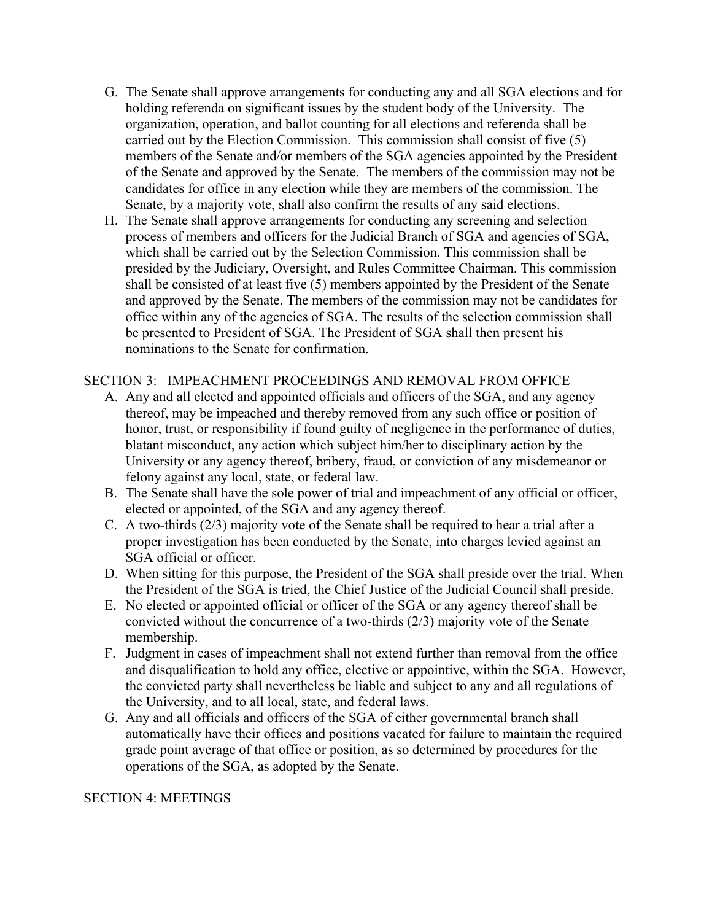G. The Senate shall approve arrangements for conducting any and all SGA elections and for holding referenda on significant issues by the student body of the University. The organization, operation, and ballot counting for all elections and referenda shall be carried out by the Election Commission. This commission shall consist of five (5) members of the Senate and/or members of the SGA agencies appointed by the President of the Senate and approved by the Senate. The members of the commission may not be candidates for office in any election while they are members of the commission. The Senate, by a majority vote, shall also confirm the results of any said elections.

H. The Senate shall approve arrangements for conducting any screening and selection process of members and officers for the Judicial Branch of SGA and agencies of SGA, which shall be carried out by the Selection Commission. This commission shall be presided by the Judiciary, Oversight, and Rules Committee Chairman. This commission shall be consisted of at least five (5) members appointed by the President of the Senate and approved by the Senate. The members of the commission may not be candidates for office within any of the agencies of SGA. The results of the selection commission shall be presented to President of SGA. The President of SGA shall then present his nominations to the Senate for confirmation.

## SECTION 3: IMPEACHMENT PROCEEDINGS AND REMOVAL FROM OFFICE

A. Any and all elected and appointed officials and officers of the SGA, and any agency thereof, may be impeached and thereby removed from any such office or position of honor, trust, or responsibility if found guilty of negligence in the performance of duties, blatant misconduct, any action which subject him/her to disciplinary action by the University or any agency thereof, bribery, fraud, or conviction of any misdemeanor or felony against any local, state, or federal law.

B. The Senate shall have the sole power of trial and impeachment of any official or officer, elected or appointed, of the SGA and any agency thereof.

C. A two-thirds (2/3) majority vote of the Senate shall be required to hear a trial after a proper investigation has been conducted by the Senate, into charges levied against an SGA official or officer.

D. When sitting for this purpose, the President of the SGA shall preside over the trial. When the President of the SGA is tried, the Chief Justice of the Judicial Council shall preside.

E. No elected or appointed official or officer of the SGA or any agency thereof shall be convicted without the concurrence of a two-thirds (2/3) majority vote of the Senate membership.

F. Judgment in cases of impeachment shall not extend further than removal from the office and disqualification to hold any office, elective or appointive, within the SGA. However, the convicted party shall nevertheless be liable and subject to any and all regulations of the University, and to all local, state, and federal laws.

G. Any and all officials and officers of the SGA of either governmental branch shall automatically have their offices and positions vacated for failure to maintain the required grade point average of that office or position, as so determined by procedures for the operations of the SGA, as adopted by the Senate.

## SECTION 4: MEETINGS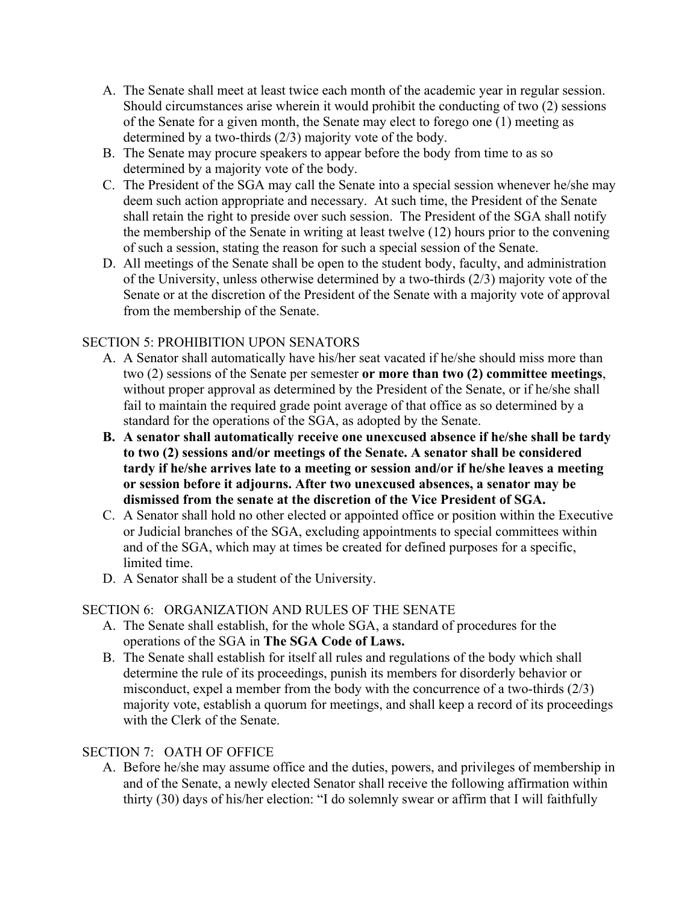A. The Senate shall meet at least twice each month of the academic year in regular session. Should circumstances arise wherein it would prohibit the conducting of two (2) sessions of the Senate for a given month, the Senate may elect to forego one (1) meeting as determined by a two-thirds (2/3) majority vote of the body.
B. The Senate may procure speakers to appear before the body from time to as so determined by a majority vote of the body.
C. The President of the SGA may call the Senate into a special session whenever he/she may deem such action appropriate and necessary. At such time, the President of the Senate shall retain the right to preside over such session. The President of the SGA shall notify the membership of the Senate in writing at least twelve (12) hours prior to the convening of such a session, stating the reason for such a special session of the Senate.
D. All meetings of the Senate shall be open to the student body, faculty, and administration of the University, unless otherwise determined by a two-thirds (2/3) majority vote of the Senate or at the discretion of the President of the Senate with a majority vote of approval from the membership of the Senate.

SECTION 5: PROHIBITION UPON SENATORS

A. A Senator shall automatically have his/her seat vacated if he/she should miss more than two (2) sessions of the Senate per semester **or more than two (2) committee meetings**, without proper approval as determined by the President of the Senate, or if he/she shall fail to maintain the required grade point average of that office as so determined by a standard for the operations of the SGA, as adopted by the Senate.
B. **A senator shall automatically receive one unexcused absence if he/she shall be tardy to two (2) sessions and/or meetings of the Senate. A senator shall be considered tardy if he/she arrives late to a meeting or session and/or if he/she leaves a meeting or session before it adjourns. After two unexcused absences, a senator may be dismissed from the senate at the discretion of the Vice President of SGA.**
C. A Senator shall hold no other elected or appointed office or position within the Executive or Judicial branches of the SGA, excluding appointments to special committees within and of the SGA, which may at times be created for defined purposes for a specific, limited time.
D. A Senator shall be a student of the University.

SECTION 6: ORGANIZATION AND RULES OF THE SENATE

A. The Senate shall establish, for the whole SGA, a standard of procedures for the operations of the SGA in **The SGA Code of Laws.**
B. The Senate shall establish for itself all rules and regulations of the body which shall determine the rule of its proceedings, punish its members for disorderly behavior or misconduct, expel a member from the body with the concurrence of a two-thirds (2/3) majority vote, establish a quorum for meetings, and shall keep a record of its proceedings with the Clerk of the Senate.

SECTION 7: OATH OF OFFICE

A. Before he/she may assume office and the duties, powers, and privileges of membership in and of the Senate, a newly elected Senator shall receive the following affirmation within thirty (30) days of his/her election: "I do solemnly swear or affirm that I will faithfully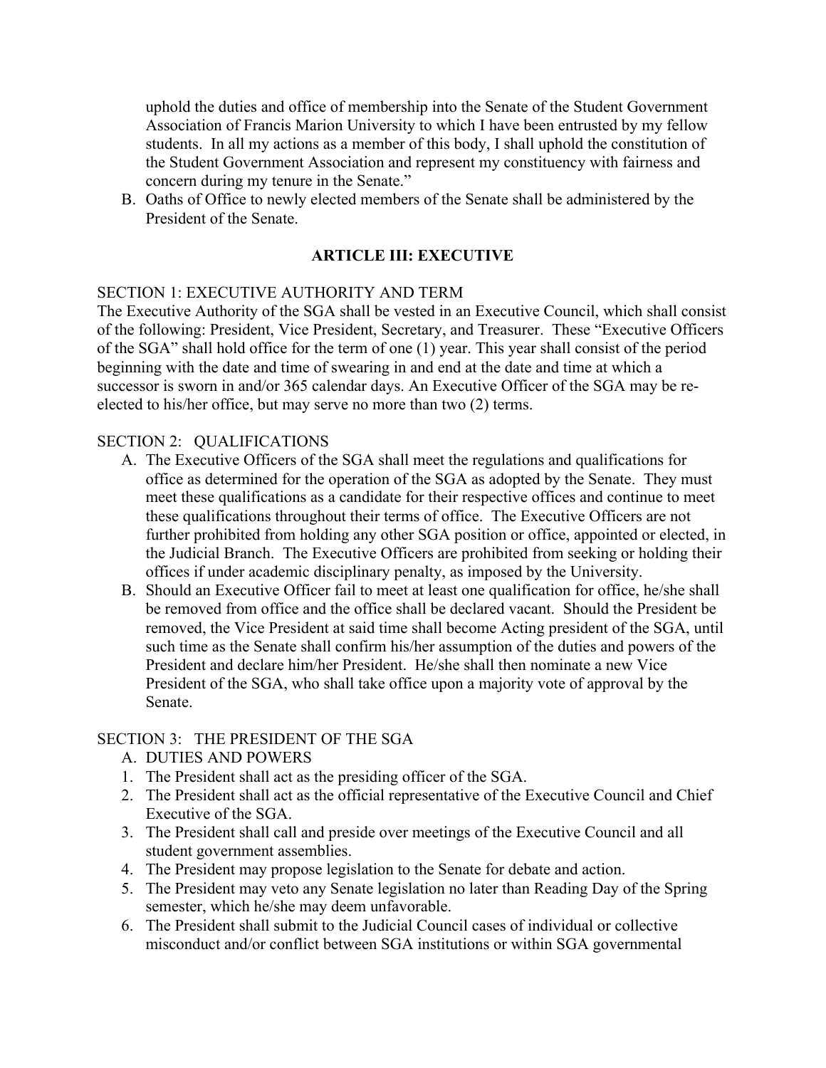uphold the duties and office of membership into the Senate of the Student Government Association of Francis Marion University to which I have been entrusted by my fellow students. In all my actions as a member of this body, I shall uphold the constitution of the Student Government Association and represent my constituency with fairness and concern during my tenure in the Senate."

B. Oaths of Office to newly elected members of the Senate shall be administered by the President of the Senate.

## ARTICLE III: EXECUTIVE

SECTION 1: EXECUTIVE AUTHORITY AND TERM

The Executive Authority of the SGA shall be vested in an Executive Council, which shall consist of the following: President, Vice President, Secretary, and Treasurer. These "Executive Officers of the SGA" shall hold office for the term of one (1) year. This year shall consist of the period beginning with the date and time of swearing in and end at the date and time at which a successor is sworn in and/or 365 calendar days. An Executive Officer of the SGA may be re-elected to his/her office, but may serve no more than two (2) terms.

SECTION 2: QUALIFICATIONS

A. The Executive Officers of the SGA shall meet the regulations and qualifications for office as determined for the operation of the SGA as adopted by the Senate. They must meet these qualifications as a candidate for their respective offices and continue to meet these qualifications throughout their terms of office. The Executive Officers are not further prohibited from holding any other SGA position or office, appointed or elected, in the Judicial Branch. The Executive Officers are prohibited from seeking or holding their offices if under academic disciplinary penalty, as imposed by the University.

B. Should an Executive Officer fail to meet at least one qualification for office, he/she shall be removed from office and the office shall be declared vacant. Should the President be removed, the Vice President at said time shall become Acting president of the SGA, until such time as the Senate shall confirm his/her assumption of the duties and powers of the President and declare him/her President. He/she shall then nominate a new Vice President of the SGA, who shall take office upon a majority vote of approval by the Senate.

SECTION 3: THE PRESIDENT OF THE SGA

A. DUTIES AND POWERS

1. The President shall act as the presiding officer of the SGA.
2. The President shall act as the official representative of the Executive Council and Chief Executive of the SGA.
3. The President shall call and preside over meetings of the Executive Council and all student government assemblies.
4. The President may propose legislation to the Senate for debate and action.
5. The President may veto any Senate legislation no later than Reading Day of the Spring semester, which he/she may deem unfavorable.
6. The President shall submit to the Judicial Council cases of individual or collective misconduct and/or conflict between SGA institutions or within SGA governmental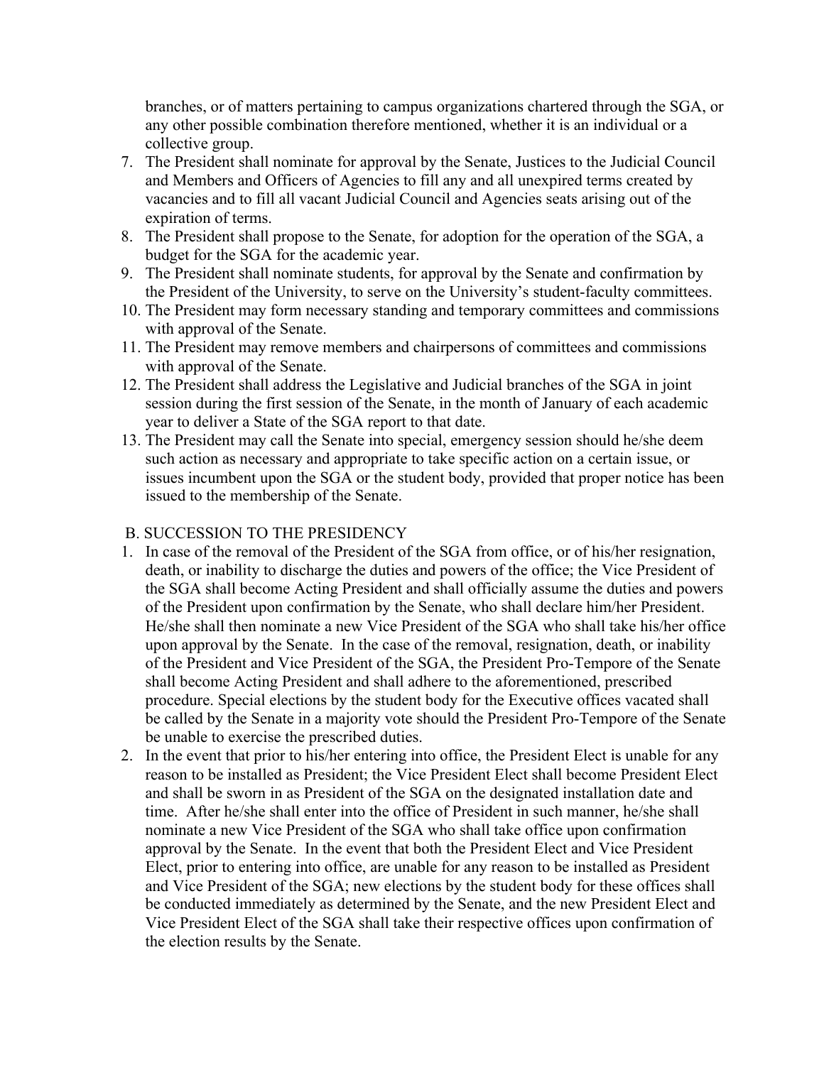branches, or of matters pertaining to campus organizations chartered through the SGA, or any other possible combination therefore mentioned, whether it is an individual or a collective group.

7. The President shall nominate for approval by the Senate, Justices to the Judicial Council and Members and Officers of Agencies to fill any and all unexpired terms created by vacancies and to fill all vacant Judicial Council and Agencies seats arising out of the expiration of terms.
8. The President shall propose to the Senate, for adoption for the operation of the SGA, a budget for the SGA for the academic year.
9. The President shall nominate students, for approval by the Senate and confirmation by the President of the University, to serve on the University's student-faculty committees.
10. The President may form necessary standing and temporary committees and commissions with approval of the Senate.
11. The President may remove members and chairpersons of committees and commissions with approval of the Senate.
12. The President shall address the Legislative and Judicial branches of the SGA in joint session during the first session of the Senate, in the month of January of each academic year to deliver a State of the SGA report to that date.
13. The President may call the Senate into special, emergency session should he/she deem such action as necessary and appropriate to take specific action on a certain issue, or issues incumbent upon the SGA or the student body, provided that proper notice has been issued to the membership of the Senate.

B. SUCCESSION TO THE PRESIDENCY

1. In case of the removal of the President of the SGA from office, or of his/her resignation, death, or inability to discharge the duties and powers of the office; the Vice President of the SGA shall become Acting President and shall officially assume the duties and powers of the President upon confirmation by the Senate, who shall declare him/her President. He/she shall then nominate a new Vice President of the SGA who shall take his/her office upon approval by the Senate. In the case of the removal, resignation, death, or inability of the President and Vice President of the SGA, the President Pro-Tempore of the Senate shall become Acting President and shall adhere to the aforementioned, prescribed procedure. Special elections by the student body for the Executive offices vacated shall be called by the Senate in a majority vote should the President Pro-Tempore of the Senate be unable to exercise the prescribed duties.
2. In the event that prior to his/her entering into office, the President Elect is unable for any reason to be installed as President; the Vice President Elect shall become President Elect and shall be sworn in as President of the SGA on the designated installation date and time. After he/she shall enter into the office of President in such manner, he/she shall nominate a new Vice President of the SGA who shall take office upon confirmation approval by the Senate. In the event that both the President Elect and Vice President Elect, prior to entering into office, are unable for any reason to be installed as President and Vice President of the SGA; new elections by the student body for these offices shall be conducted immediately as determined by the Senate, and the new President Elect and Vice President Elect of the SGA shall take their respective offices upon confirmation of the election results by the Senate.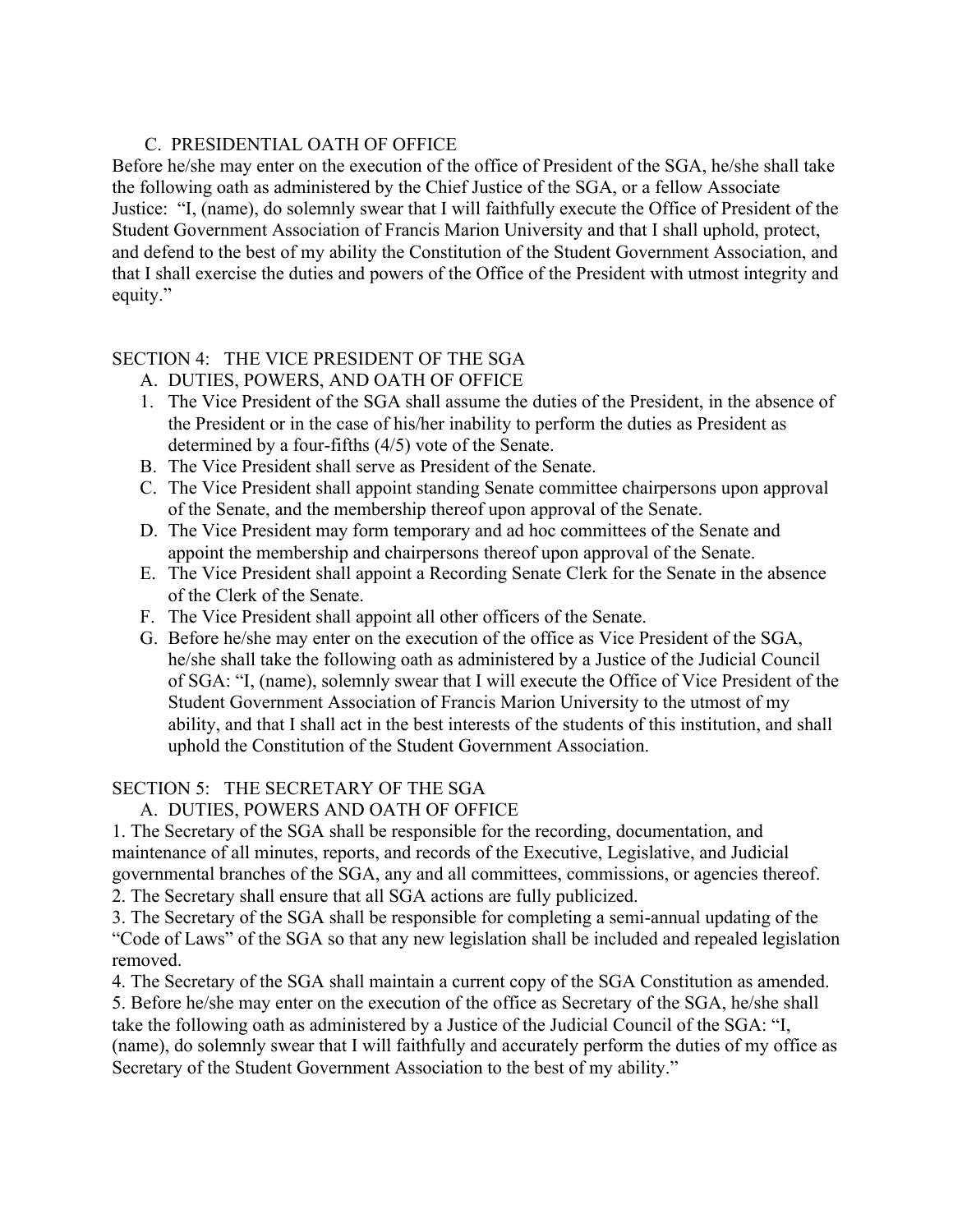C. PRESIDENTIAL OATH OF OFFICE

Before he/she may enter on the execution of the office of President of the SGA, he/she shall take the following oath as administered by the Chief Justice of the SGA, or a fellow Associate Justice: "I, (name), do solemnly swear that I will faithfully execute the Office of President of the Student Government Association of Francis Marion University and that I shall uphold, protect, and defend to the best of my ability the Constitution of the Student Government Association, and that I shall exercise the duties and powers of the Office of the President with utmost integrity and equity."

SECTION 4: THE VICE PRESIDENT OF THE SGA

A. DUTIES, POWERS, AND OATH OF OFFICE

1. The Vice President of the SGA shall assume the duties of the President, in the absence of the President or in the case of his/her inability to perform the duties as President as determined by a four-fifths (4/5) vote of the Senate.
B. The Vice President shall serve as President of the Senate.
C. The Vice President shall appoint standing Senate committee chairpersons upon approval of the Senate, and the membership thereof upon approval of the Senate.
D. The Vice President may form temporary and ad hoc committees of the Senate and appoint the membership and chairpersons thereof upon approval of the Senate.
E. The Vice President shall appoint a Recording Senate Clerk for the Senate in the absence of the Clerk of the Senate.
F. The Vice President shall appoint all other officers of the Senate.
G. Before he/she may enter on the execution of the office as Vice President of the SGA, he/she shall take the following oath as administered by a Justice of the Judicial Council of SGA: "I, (name), solemnly swear that I will execute the Office of Vice President of the Student Government Association of Francis Marion University to the utmost of my ability, and that I shall act in the best interests of the students of this institution, and shall uphold the Constitution of the Student Government Association.

SECTION 5: THE SECRETARY OF THE SGA

A. DUTIES, POWERS AND OATH OF OFFICE

1. The Secretary of the SGA shall be responsible for the recording, documentation, and maintenance of all minutes, reports, and records of the Executive, Legislative, and Judicial governmental branches of the SGA, any and all committees, commissions, or agencies thereof.
2. The Secretary shall ensure that all SGA actions are fully publicized.
3. The Secretary of the SGA shall be responsible for completing a semi-annual updating of the "Code of Laws" of the SGA so that any new legislation shall be included and repealed legislation removed.
4. The Secretary of the SGA shall maintain a current copy of the SGA Constitution as amended.
5. Before he/she may enter on the execution of the office as Secretary of the SGA, he/she shall take the following oath as administered by a Justice of the Judicial Council of the SGA: "I, (name), do solemnly swear that I will faithfully and accurately perform the duties of my office as Secretary of the Student Government Association to the best of my ability."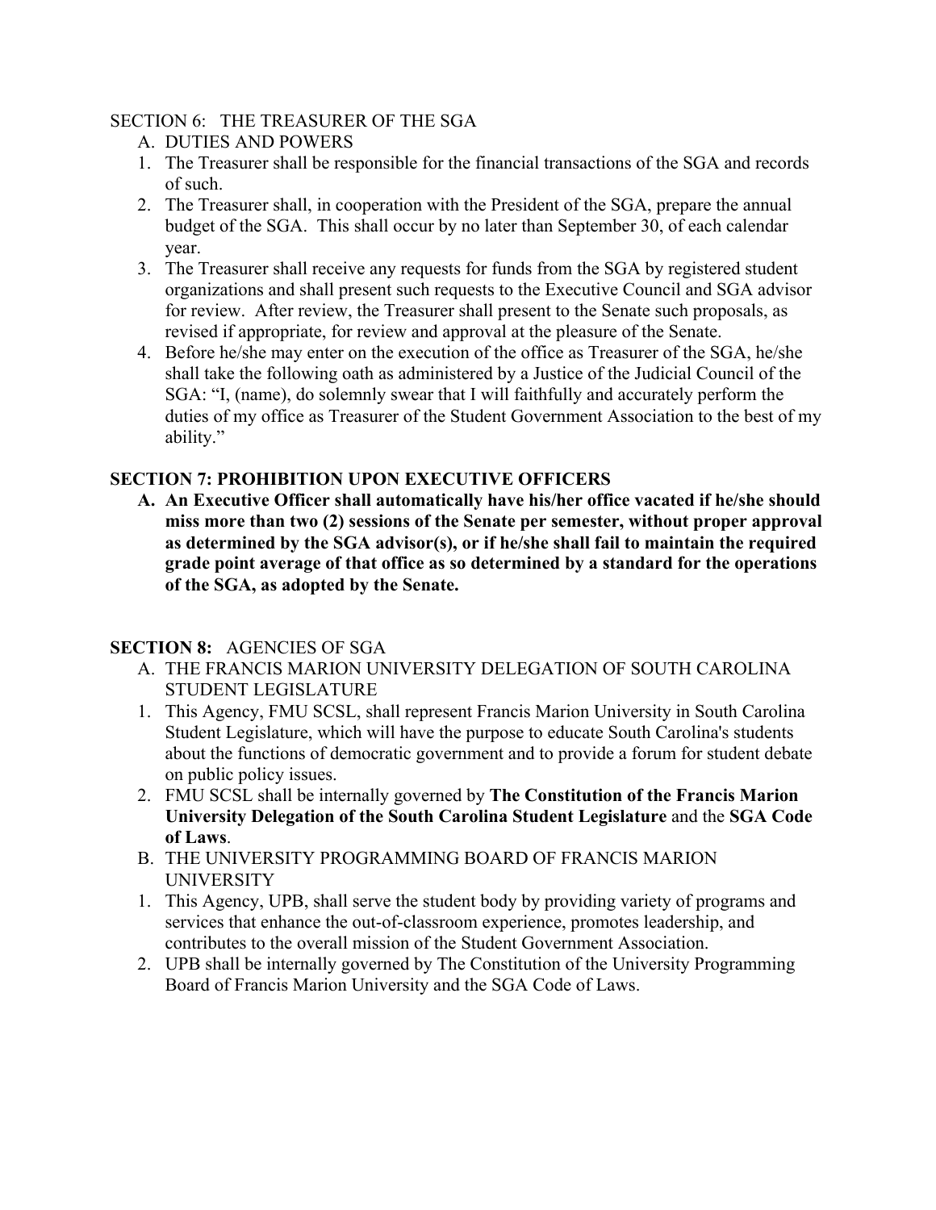SECTION 6: THE TREASURER OF THE SGA

A. DUTIES AND POWERS

1. The Treasurer shall be responsible for the financial transactions of the SGA and records of such.
2. The Treasurer shall, in cooperation with the President of the SGA, prepare the annual budget of the SGA. This shall occur by no later than September 30, of each calendar year.
3. The Treasurer shall receive any requests for funds from the SGA by registered student organizations and shall present such requests to the Executive Council and SGA advisor for review. After review, the Treasurer shall present to the Senate such proposals, as revised if appropriate, for review and approval at the pleasure of the Senate.
4. Before he/she may enter on the execution of the office as Treasurer of the SGA, he/she shall take the following oath as administered by a Justice of the Judicial Council of the SGA: "I, (name), do solemnly swear that I will faithfully and accurately perform the duties of my office as Treasurer of the Student Government Association to the best of my ability."

**SECTION 7: PROHIBITION UPON EXECUTIVE OFFICERS**

**A. An Executive Officer shall automatically have his/her office vacated if he/she should miss more than two (2) sessions of the Senate per semester, without proper approval as determined by the SGA advisor(s), or if he/she shall fail to maintain the required grade point average of that office as so determined by a standard for the operations of the SGA, as adopted by the Senate.**

**SECTION 8:** AGENCIES OF SGA

A. THE FRANCIS MARION UNIVERSITY DELEGATION OF SOUTH CAROLINA STUDENT LEGISLATURE

1. This Agency, FMU SCSL, shall represent Francis Marion University in South Carolina Student Legislature, which will have the purpose to educate South Carolina's students about the functions of democratic government and to provide a forum for student debate on public policy issues.
2. FMU SCSL shall be internally governed by **The Constitution of the Francis Marion University Delegation of the South Carolina Student Legislature** and the **SGA Code of Laws**.

B. THE UNIVERSITY PROGRAMMING BOARD OF FRANCIS MARION UNIVERSITY

1. This Agency, UPB, shall serve the student body by providing variety of programs and services that enhance the out-of-classroom experience, promotes leadership, and contributes to the overall mission of the Student Government Association.
2. UPB shall be internally governed by The Constitution of the University Programming Board of Francis Marion University and the SGA Code of Laws.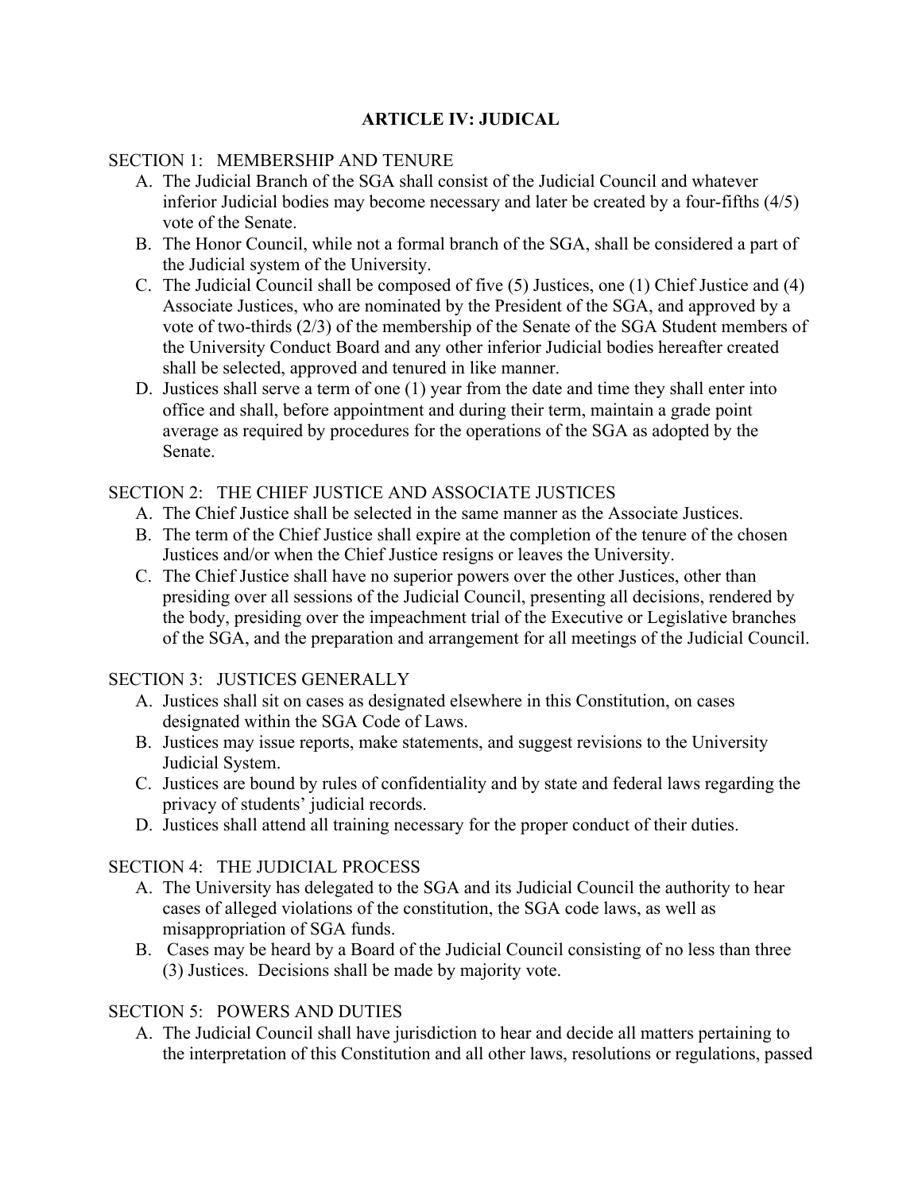## ARTICLE IV: JUDICAL

SECTION 1: MEMBERSHIP AND TENURE

A. The Judicial Branch of the SGA shall consist of the Judicial Council and whatever inferior Judicial bodies may become necessary and later be created by a four-fifths (4/5) vote of the Senate.
B. The Honor Council, while not a formal branch of the SGA, shall be considered a part of the Judicial system of the University.
C. The Judicial Council shall be composed of five (5) Justices, one (1) Chief Justice and (4) Associate Justices, who are nominated by the President of the SGA, and approved by a vote of two-thirds (2/3) of the membership of the Senate of the SGA Student members of the University Conduct Board and any other inferior Judicial bodies hereafter created shall be selected, approved and tenured in like manner.
D. Justices shall serve a term of one (1) year from the date and time they shall enter into office and shall, before appointment and during their term, maintain a grade point average as required by procedures for the operations of the SGA as adopted by the Senate.

SECTION 2: THE CHIEF JUSTICE AND ASSOCIATE JUSTICES

A. The Chief Justice shall be selected in the same manner as the Associate Justices.
B. The term of the Chief Justice shall expire at the completion of the tenure of the chosen Justices and/or when the Chief Justice resigns or leaves the University.
C. The Chief Justice shall have no superior powers over the other Justices, other than presiding over all sessions of the Judicial Council, presenting all decisions, rendered by the body, presiding over the impeachment trial of the Executive or Legislative branches of the SGA, and the preparation and arrangement for all meetings of the Judicial Council.

SECTION 3: JUSTICES GENERALLY

A. Justices shall sit on cases as designated elsewhere in this Constitution, on cases designated within the SGA Code of Laws.
B. Justices may issue reports, make statements, and suggest revisions to the University Judicial System.
C. Justices are bound by rules of confidentiality and by state and federal laws regarding the privacy of students' judicial records.
D. Justices shall attend all training necessary for the proper conduct of their duties.

SECTION 4: THE JUDICIAL PROCESS

A. The University has delegated to the SGA and its Judicial Council the authority to hear cases of alleged violations of the constitution, the SGA code laws, as well as misappropriation of SGA funds.
B. Cases may be heard by a Board of the Judicial Council consisting of no less than three (3) Justices. Decisions shall be made by majority vote.

SECTION 5: POWERS AND DUTIES

A. The Judicial Council shall have jurisdiction to hear and decide all matters pertaining to the interpretation of this Constitution and all other laws, resolutions or regulations, passed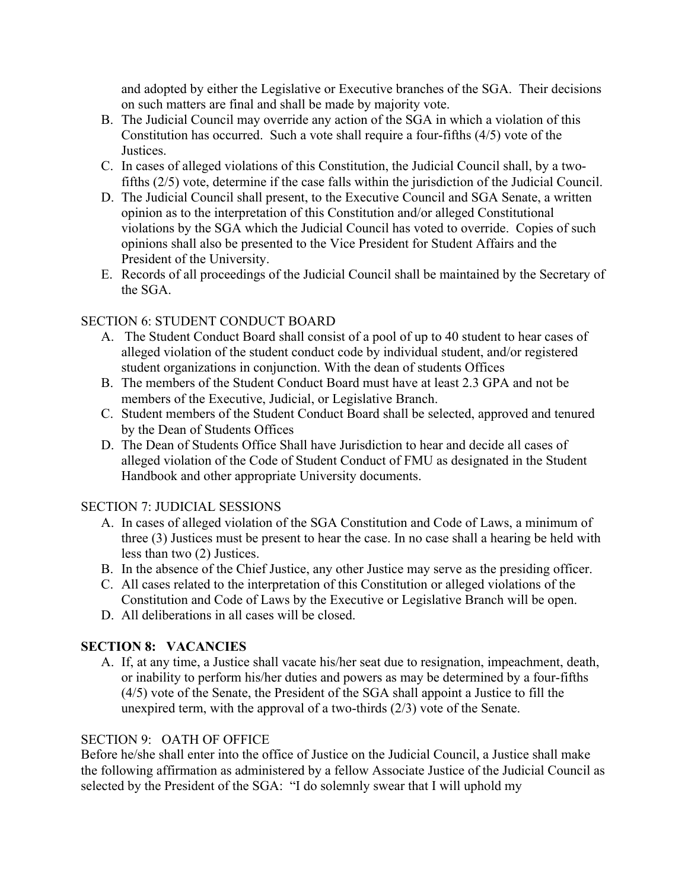and adopted by either the Legislative or Executive branches of the SGA. Their decisions on such matters are final and shall be made by majority vote.

B. The Judicial Council may override any action of the SGA in which a violation of this Constitution has occurred. Such a vote shall require a four-fifths (4/5) vote of the Justices.
C. In cases of alleged violations of this Constitution, the Judicial Council shall, by a two-fifths (2/5) vote, determine if the case falls within the jurisdiction of the Judicial Council.
D. The Judicial Council shall present, to the Executive Council and SGA Senate, a written opinion as to the interpretation of this Constitution and/or alleged Constitutional violations by the SGA which the Judicial Council has voted to override. Copies of such opinions shall also be presented to the Vice President for Student Affairs and the President of the University.
E. Records of all proceedings of the Judicial Council shall be maintained by the Secretary of the SGA.

SECTION 6: STUDENT CONDUCT BOARD

A. The Student Conduct Board shall consist of a pool of up to 40 student to hear cases of alleged violation of the student conduct code by individual student, and/or registered student organizations in conjunction. With the dean of students Offices
B. The members of the Student Conduct Board must have at least 2.3 GPA and not be members of the Executive, Judicial, or Legislative Branch.
C. Student members of the Student Conduct Board shall be selected, approved and tenured by the Dean of Students Offices
D. The Dean of Students Office Shall have Jurisdiction to hear and decide all cases of alleged violation of the Code of Student Conduct of FMU as designated in the Student Handbook and other appropriate University documents.

SECTION 7: JUDICIAL SESSIONS

A. In cases of alleged violation of the SGA Constitution and Code of Laws, a minimum of three (3) Justices must be present to hear the case. In no case shall a hearing be held with less than two (2) Justices.
B. In the absence of the Chief Justice, any other Justice may serve as the presiding officer.
C. All cases related to the interpretation of this Constitution or alleged violations of the Constitution and Code of Laws by the Executive or Legislative Branch will be open.
D. All deliberations in all cases will be closed.

**SECTION 8: VACANCIES**

A. If, at any time, a Justice shall vacate his/her seat due to resignation, impeachment, death, or inability to perform his/her duties and powers as may be determined by a four-fifths (4/5) vote of the Senate, the President of the SGA shall appoint a Justice to fill the unexpired term, with the approval of a two-thirds (2/3) vote of the Senate.

SECTION 9: OATH OF OFFICE

Before he/she shall enter into the office of Justice on the Judicial Council, a Justice shall make the following affirmation as administered by a fellow Associate Justice of the Judicial Council as selected by the President of the SGA: "I do solemnly swear that I will uphold my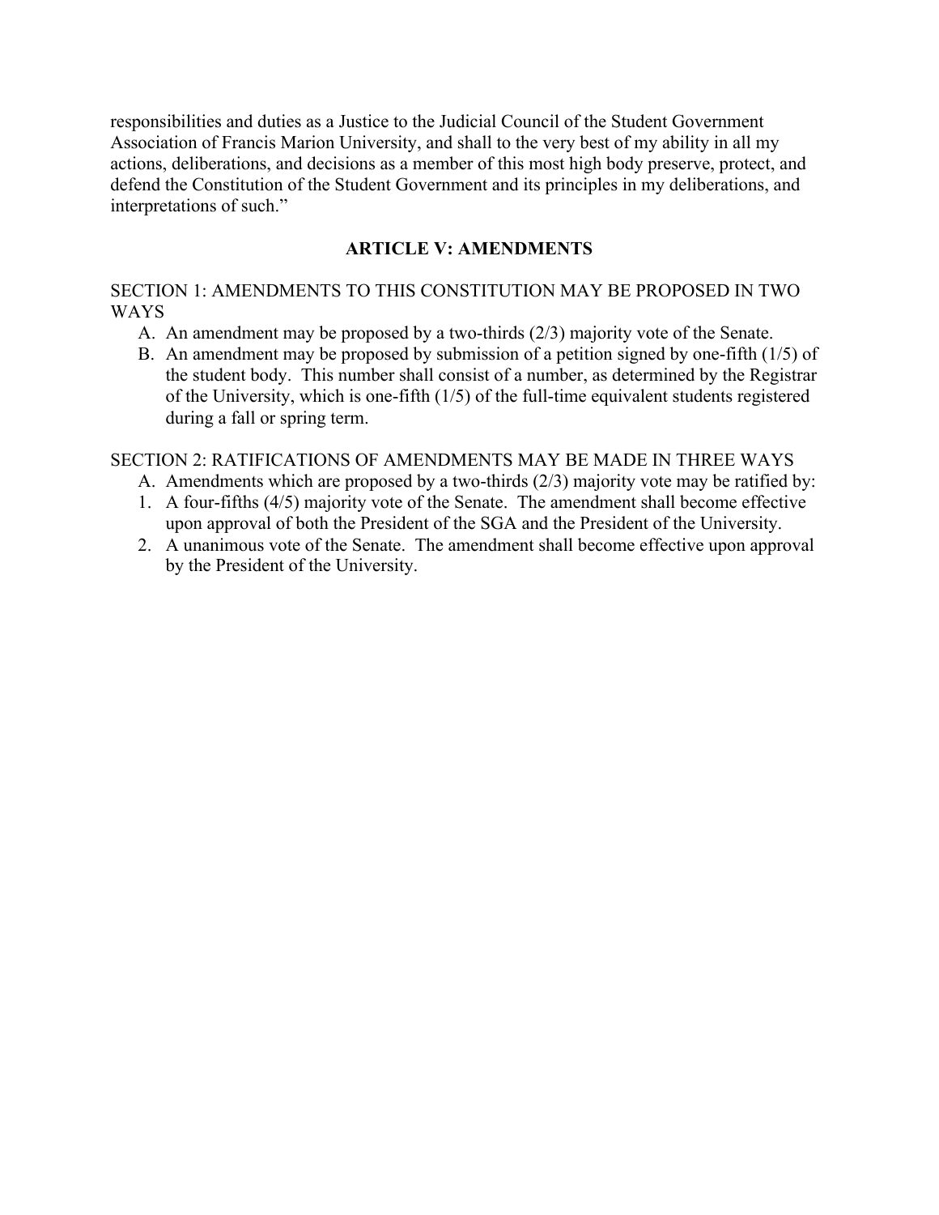responsibilities and duties as a Justice to the Judicial Council of the Student Government Association of Francis Marion University, and shall to the very best of my ability in all my actions, deliberations, and decisions as a member of this most high body preserve, protect, and defend the Constitution of the Student Government and its principles in my deliberations, and interpretations of such."

## ARTICLE V: AMENDMENTS

SECTION 1: AMENDMENTS TO THIS CONSTITUTION MAY BE PROPOSED IN TWO WAYS

A. An amendment may be proposed by a two-thirds (2/3) majority vote of the Senate.
B. An amendment may be proposed by submission of a petition signed by one-fifth (1/5) of the student body. This number shall consist of a number, as determined by the Registrar of the University, which is one-fifth (1/5) of the full-time equivalent students registered during a fall or spring term.

SECTION 2: RATIFICATIONS OF AMENDMENTS MAY BE MADE IN THREE WAYS

A. Amendments which are proposed by a two-thirds (2/3) majority vote may be ratified by:

1. A four-fifths (4/5) majority vote of the Senate. The amendment shall become effective upon approval of both the President of the SGA and the President of the University.
2. A unanimous vote of the Senate. The amendment shall become effective upon approval by the President of the University.